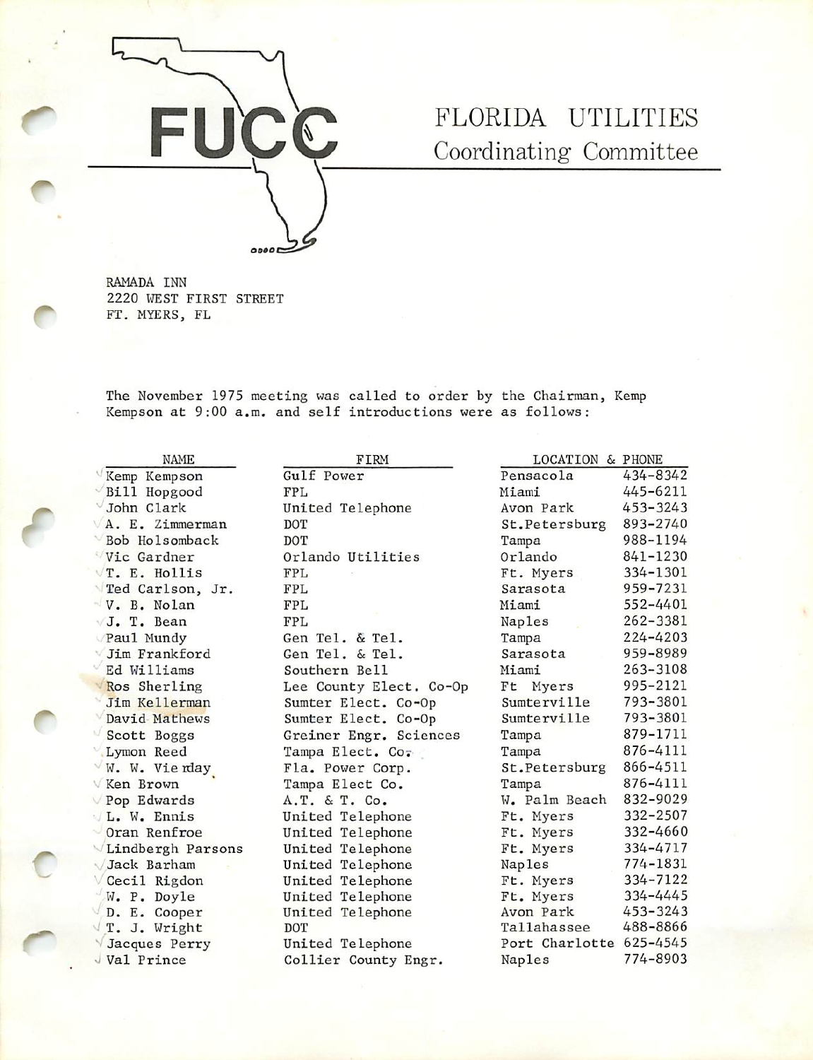# FUCC

## FLORIDA UTILITIES Coordinating Committee

RAMADA INN
2220 WEST FIRST STREET
FT. MYERS, FL

The November 1975 meeting was called to order by the Chairman, Kemp Kempson at 9:00 a.m. and self introductions were as follows:

| NAME | FIRM | LOCATION & PHONE | |
|---|---|---|---|
| Kemp Kempson | Gulf Power | Pensacola | 434-8342 |
| Bill Hopgood | FPL | Miami | 445-6211 |
| John Clark | United Telephone | Avon Park | 453-3243 |
| A. E. Zimmerman | DOT | St.Petersburg | 893-2740 |
| Bob Holsomback | DOT | Tampa | 988-1194 |
| Vic Gardner | Orlando Utilities | Orlando | 841-1230 |
| T. E. Hollis | FPL | Ft. Myers | 334-1301 |
| Ted Carlson, Jr. | FPL | Sarasota | 959-7231 |
| V. B. Nolan | FPL | Miami | 552-4401 |
| J. T. Bean | FPL | Naples | 262-3381 |
| Paul Mundy | Gen Tel. & Tel. | Tampa | 224-4203 |
| Jim Frankford | Gen Tel. & Tel. | Sarasota | 959-8989 |
| Ed Williams | Southern Bell | Miami | 263-3108 |
| Ros Sherling | Lee County Elect. Co-Op | Ft Myers | 995-2121 |
| Jim Kellerman | Sumter Elect. Co-Op | Sumterville | 793-3801 |
| David Mathews | Sumter Elect. Co-Op | Sumterville | 793-3801 |
| Scott Boggs | Greiner Engr. Sciences | Tampa | 879-1711 |
| Lymon Reed | Tampa Elect. Co. | Tampa | 876-4111 |
| W. W. Vierday | Fla. Power Corp. | St.Petersburg | 866-4511 |
| Ken Brown | Tampa Elect Co. | Tampa | 876-4111 |
| Pop Edwards | A.T. & T. Co. | W. Palm Beach | 832-9029 |
| L. W. Ennis | United Telephone | Ft. Myers | 332-2507 |
| Oran Renfroe | United Telephone | Ft. Myers | 332-4660 |
| Lindbergh Parsons | United Telephone | Ft. Myers | 334-4717 |
| Jack Barham | United Telephone | Naples | 774-1831 |
| Cecil Rigdon | United Telephone | Ft. Myers | 334-7122 |
| W. P. Doyle | United Telephone | Ft. Myers | 334-4445 |
| D. E. Cooper | United Telephone | Avon Park | 453-3243 |
| T. J. Wright | DOT | Tallahassee | 488-8866 |
| Jacques Perry | United Telephone | Port Charlotte | 625-4545 |
| Val Prince | Collier County Engr. | Naples | 774-8903 |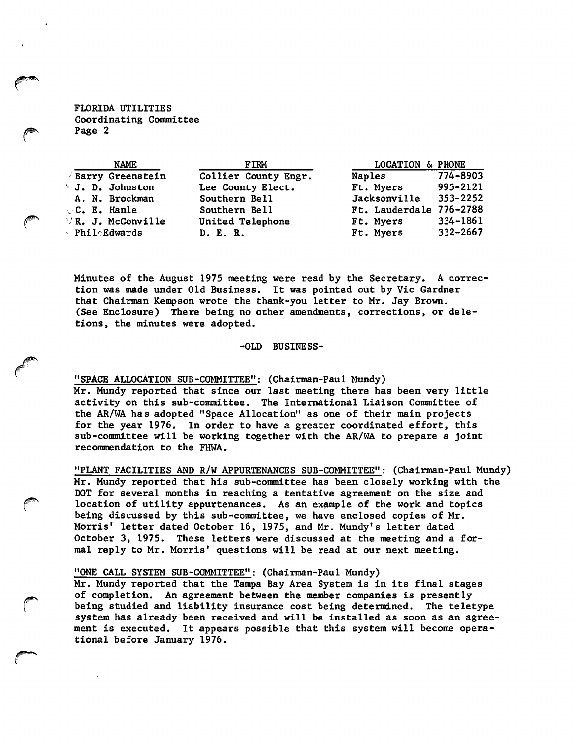FLORIDA UTILITIES
Coordinating Committee
Page 2

| NAME | FIRM | LOCATION & PHONE | |
|---|---|---|---|
| Barry Greenstein | Collier County Engr. | Naples | 774-8903 |
| J. D. Johnston | Lee County Elect. | Ft. Myers | 995-2121 |
| A. N. Brockman | Southern Bell | Jacksonville | 353-2252 |
| C. E. Hanle | Southern Bell | Ft. Lauderdale | 776-2788 |
| R. J. McConville | United Telephone | Ft. Myers | 334-1861 |
| Phil Edwards | D. E. R. | Ft. Myers | 332-2667 |

Minutes of the August 1975 meeting were read by the Secretary. A correction was made under Old Business. It was pointed out by Vic Gardner that Chairman Kempson wrote the thank-you letter to Mr. Jay Brown. (See Enclosure) There being no other amendments, corrections, or deletions, the minutes were adopted.

-OLD BUSINESS-

"SPACE ALLOCATION SUB-COMMITTEE": (Chairman-Paul Mundy)
Mr. Mundy reported that since our last meeting there has been very little activity on this sub-committee. The International Liaison Committee of the AR/WA has adopted "Space Allocation" as one of their main projects for the year 1976. In order to have a greater coordinated effort, this sub-committee will be working together with the AR/WA to prepare a joint recommendation to the FHWA.

"PLANT FACILITIES AND R/W APPURTENANCES SUB-COMMITTEE": (Chairman-Paul Mundy)
Mr. Mundy reported that his sub-committee has been closely working with the DOT for several months in reaching a tentative agreement on the size and location of utility appurtenances. As an example of the work and topics being discussed by this sub-committee, we have enclosed copies of Mr. Morris' letter dated October 16, 1975, and Mr. Mundy's letter dated October 3, 1975. These letters were discussed at the meeting and a formal reply to Mr. Morris' questions will be read at our next meeting.

"ONE CALL SYSTEM SUB-COMMITTEE": (Chairman-Paul Mundy)
Mr. Mundy reported that the Tampa Bay Area System is in its final stages of completion. An agreement between the member companies is presently being studied and liability insurance cost being determined. The teletype system has already been received and will be installed as soon as an agreement is executed. It appears possible that this system will become operational before January 1976.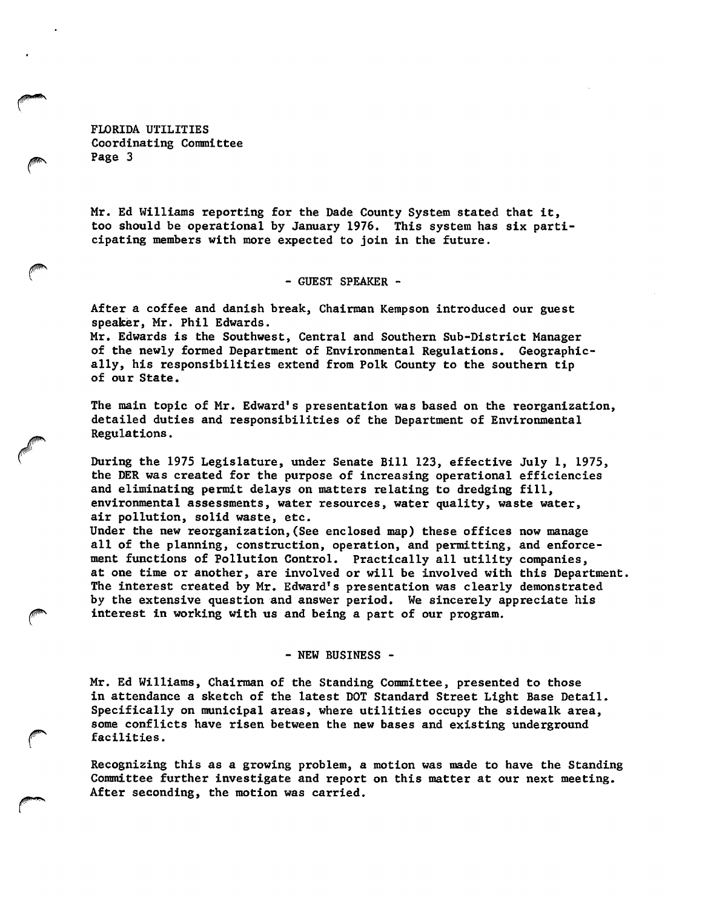Mr. Ed Williams reporting for the Dade County System stated that it, too should be operational by January 1976. This system has six participating members with more expected to join in the future.

## - GUEST SPEAKER -

After a coffee and danish break, Chairman Kempson introduced our guest speaker, Mr. Phil Edwards.
Mr. Edwards is the Southwest, Central and Southern Sub-District Manager of the newly formed Department of Environmental Regulations. Geographically, his responsibilities extend from Polk County to the southern tip of our State.

The main topic of Mr. Edward's presentation was based on the reorganization, detailed duties and responsibilities of the Department of Environmental Regulations.

During the 1975 Legislature, under Senate Bill 123, effective July 1, 1975, the DER was created for the purpose of increasing operational efficiencies and eliminating permit delays on matters relating to dredging fill, environmental assessments, water resources, water quality, waste water, air pollution, solid waste, etc.
Under the new reorganization,(See enclosed map) these offices now manage all of the planning, construction, operation, and permitting, and enforcement functions of Pollution Control. Practically all utility companies, at one time or another, are involved or will be involved with this Department. The interest created by Mr. Edward's presentation was clearly demonstrated by the extensive question and answer period. We sincerely appreciate his interest in working with us and being a part of our program.

## - NEW BUSINESS -

Mr. Ed Williams, Chairman of the Standing Committee, presented to those in attendance a sketch of the latest DOT Standard Street Light Base Detail. Specifically on municipal areas, where utilities occupy the sidewalk area, some conflicts have risen between the new bases and existing underground facilities.

Recognizing this as a growing problem, a motion was made to have the Standing Committee further investigate and report on this matter at our next meeting. After seconding, the motion was carried.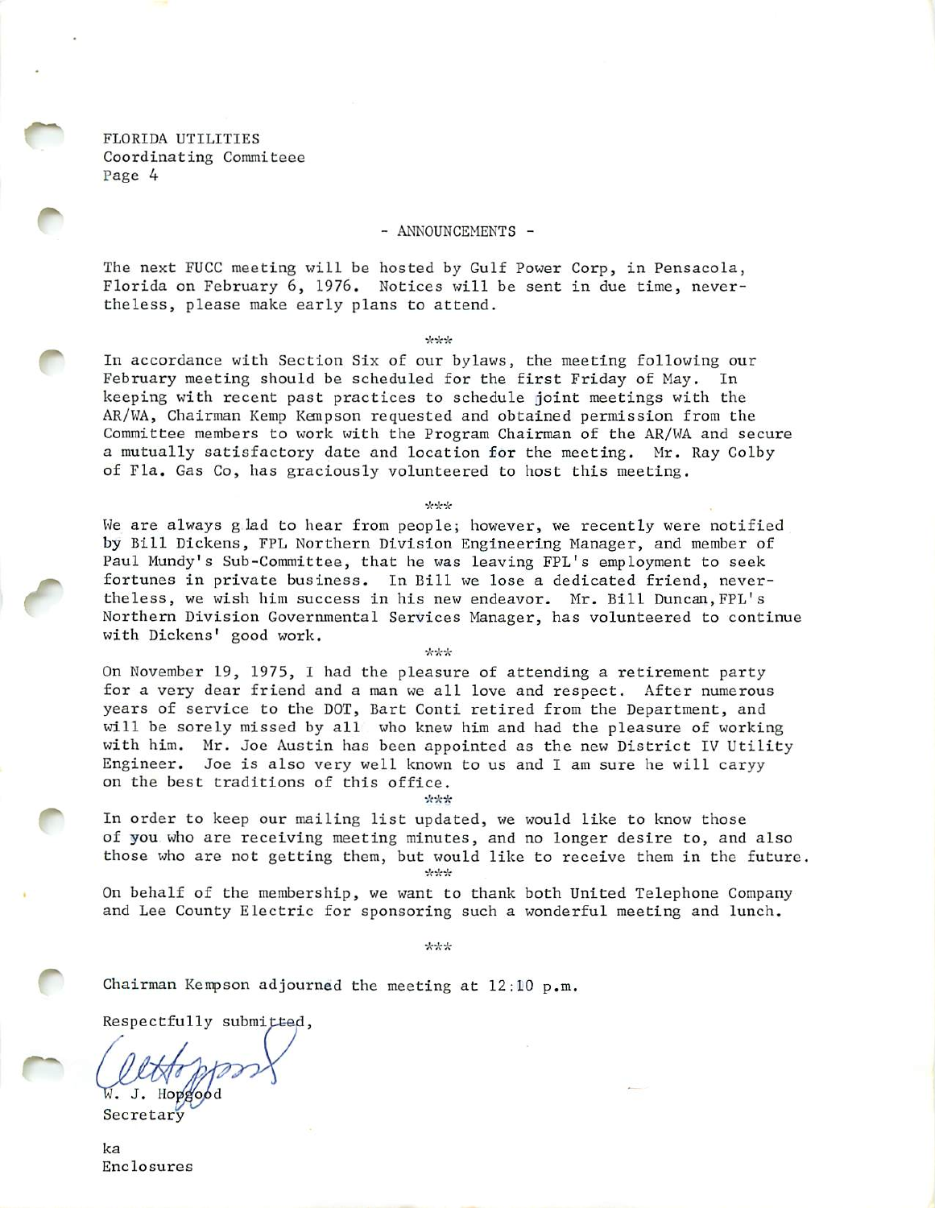FLORIDA UTILITIES
Coordinating Commiteee
Page 4

## - ANNOUNCEMENTS -

The next FUCC meeting will be hosted by Gulf Power Corp, in Pensacola, Florida on February 6, 1976. Notices will be sent in due time, nevertheless, please make early plans to attend.

\*\*\*

In accordance with Section Six of our bylaws, the meeting following our February meeting should be scheduled for the first Friday of May. In keeping with recent past practices to schedule joint meetings with the AR/WA, Chairman Kemp Kempson requested and obtained permission from the Committee members to work with the Program Chairman of the AR/WA and secure a mutually satisfactory date and location for the meeting. Mr. Ray Colby of Fla. Gas Co, has graciously volunteered to host this meeting.

\*\*\*

We are always glad to hear from people; however, we recently were notified by Bill Dickens, FPL Northern Division Engineering Manager, and member of Paul Mundy's Sub-Committee, that he was leaving FPL's employment to seek fortunes in private business. In Bill we lose a dedicated friend, nevertheless, we wish him success in his new endeavor. Mr. Bill Duncan, FPL's Northern Division Governmental Services Manager, has volunteered to continue with Dickens' good work.

\*\*\*

On November 19, 1975, I had the pleasure of attending a retirement party for a very dear friend and a man we all love and respect. After numerous years of service to the DOT, Bart Conti retired from the Department, and will be sorely missed by all who knew him and had the pleasure of working with him. Mr. Joe Austin has been appointed as the new District IV Utility Engineer. Joe is also very well known to us and I am sure he will caryy on the best traditions of this office.

\*\*\*

In order to keep our mailing list updated, we would like to know those of you who are receiving meeting minutes, and no longer desire to, and also those who are not getting them, but would like to receive them in the future.

\*\*\*

On behalf of the membership, we want to thank both United Telephone Company and Lee County Electric for sponsoring such a wonderful meeting and lunch.

\*\*\*

Chairman Kempson adjourned the meeting at 12:10 p.m.

Respectfully submitted,

W. J. Hopgood
Secretary

ka
Enclosures